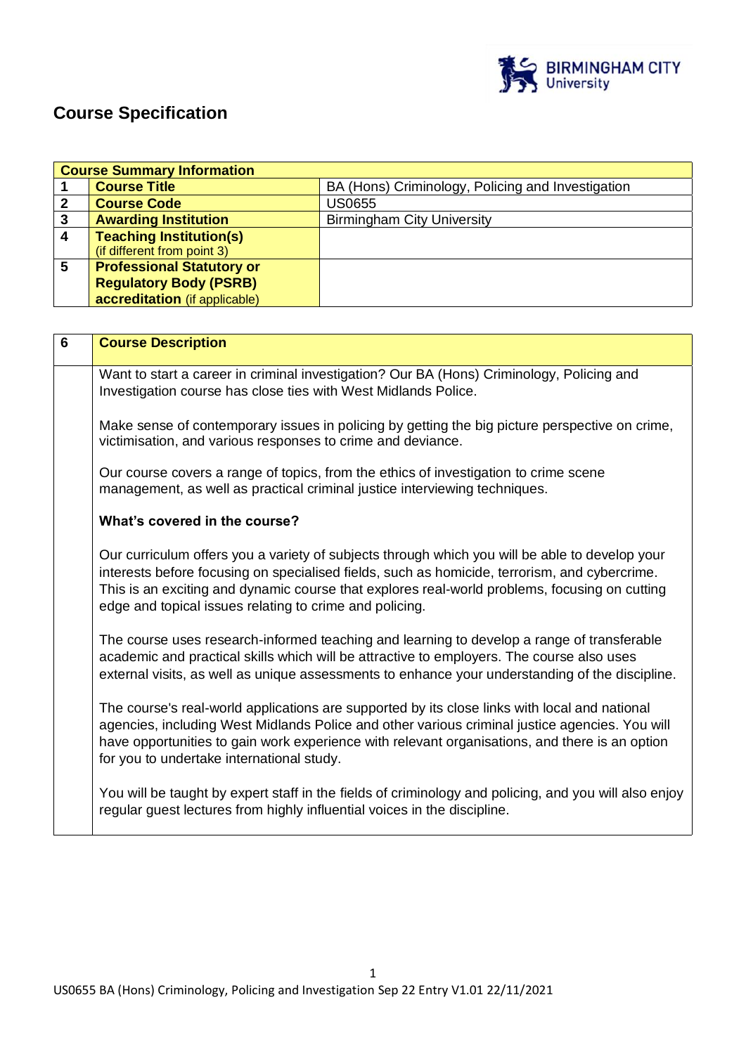# Course Specification

| Course Summary Information | | |
|---|---|---|
| 1 | **Course Title** | BA (Hons) Criminology, Policing and Investigation |
| 2 | **Course Code** | US0655 |
| 3 | **Awarding Institution** | Birmingham City University |
| 4 | **Teaching Institution(s)** (if different from point 3) | |
| 5 | **Professional Statutory or Regulatory Body (PSRB) accreditation** (if applicable) | |

| 6 | Course Description |
|---|---|
| | Want to start a career in criminal investigation? Our BA (Hons) Criminology, Policing and Investigation course has close ties with West Midlands Police.<br><br>Make sense of contemporary issues in policing by getting the big picture perspective on crime, victimisation, and various responses to crime and deviance.<br><br>Our course covers a range of topics, from the ethics of investigation to crime scene management, as well as practical criminal justice interviewing techniques.<br><br>**What's covered in the course?**<br><br>Our curriculum offers you a variety of subjects through which you will be able to develop your interests before focusing on specialised fields, such as homicide, terrorism, and cybercrime. This is an exciting and dynamic course that explores real-world problems, focusing on cutting edge and topical issues relating to crime and policing.<br><br>The course uses research-informed teaching and learning to develop a range of transferable academic and practical skills which will be attractive to employers. The course also uses external visits, as well as unique assessments to enhance your understanding of the discipline.<br><br>The course's real-world applications are supported by its close links with local and national agencies, including West Midlands Police and other various criminal justice agencies. You will have opportunities to gain work experience with relevant organisations, and there is an option for you to undertake international study.<br><br>You will be taught by expert staff in the fields of criminology and policing, and you will also enjoy regular guest lectures from highly influential voices in the discipline. |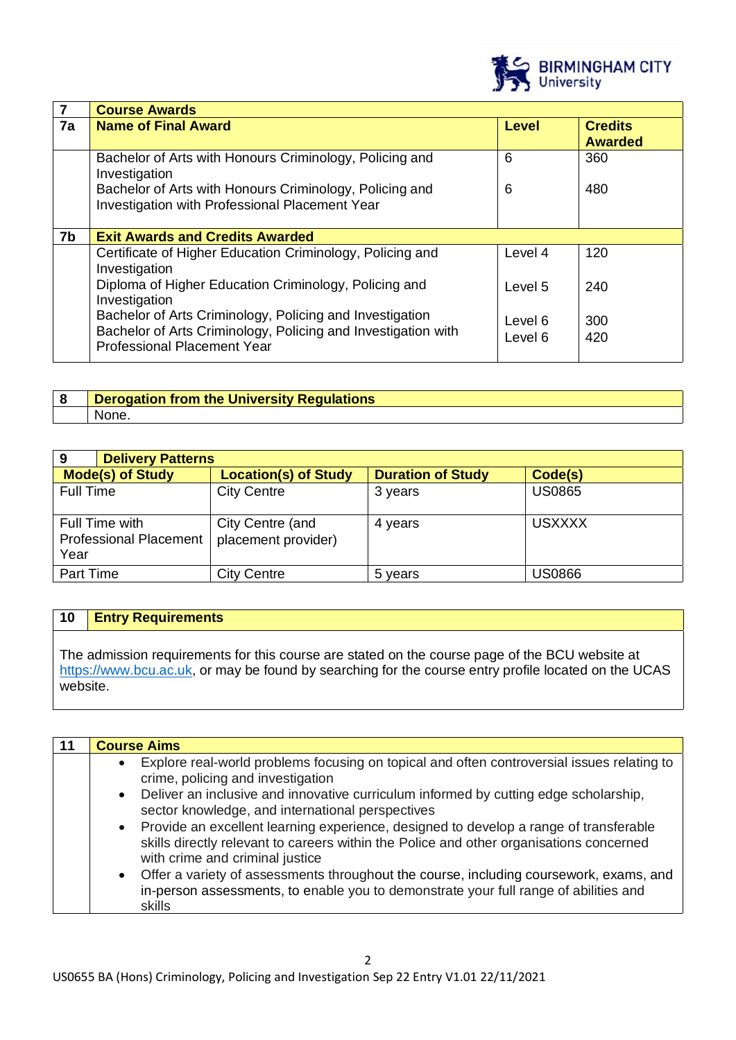| 7 | Course Awards | | |
|---|---|---|---|
| **7a** | **Name of Final Award** | **Level** | **Credits Awarded** |
| | Bachelor of Arts with Honours Criminology, Policing and Investigation | 6 | 360 |
| | Bachelor of Arts with Honours Criminology, Policing and Investigation with Professional Placement Year | 6 | 480 |
| **7b** | **Exit Awards and Credits Awarded** | | |
| | Certificate of Higher Education Criminology, Policing and Investigation | Level 4 | 120 |
| | Diploma of Higher Education Criminology, Policing and Investigation | Level 5 | 240 |
| | Bachelor of Arts Criminology, Policing and Investigation | Level 6 | 300 |
| | Bachelor of Arts Criminology, Policing and Investigation with Professional Placement Year | Level 6 | 420 |

| 8 | Derogation from the University Regulations |
|---|---|
| | None. |

| 9 Delivery Patterns | | | |
|---|---|---|---|
| **Mode(s) of Study** | **Location(s) of Study** | **Duration of Study** | **Code(s)** |
| Full Time | City Centre | 3 years | US0865 |
| Full Time with Professional Placement Year | City Centre (and placement provider) | 4 years | USXXXX |
| Part Time | City Centre | 5 years | US0866 |

## 10 Entry Requirements

The admission requirements for this course are stated on the course page of the BCU website at https://www.bcu.ac.uk, or may be found by searching for the course entry profile located on the UCAS website.

## 11 Course Aims

- Explore real-world problems focusing on topical and often controversial issues relating to crime, policing and investigation
- Deliver an inclusive and innovative curriculum informed by cutting edge scholarship, sector knowledge, and international perspectives
- Provide an excellent learning experience, designed to develop a range of transferable skills directly relevant to careers within the Police and other organisations concerned with crime and criminal justice
- Offer a variety of assessments throughout the course, including coursework, exams, and in-person assessments, to enable you to demonstrate your full range of abilities and skills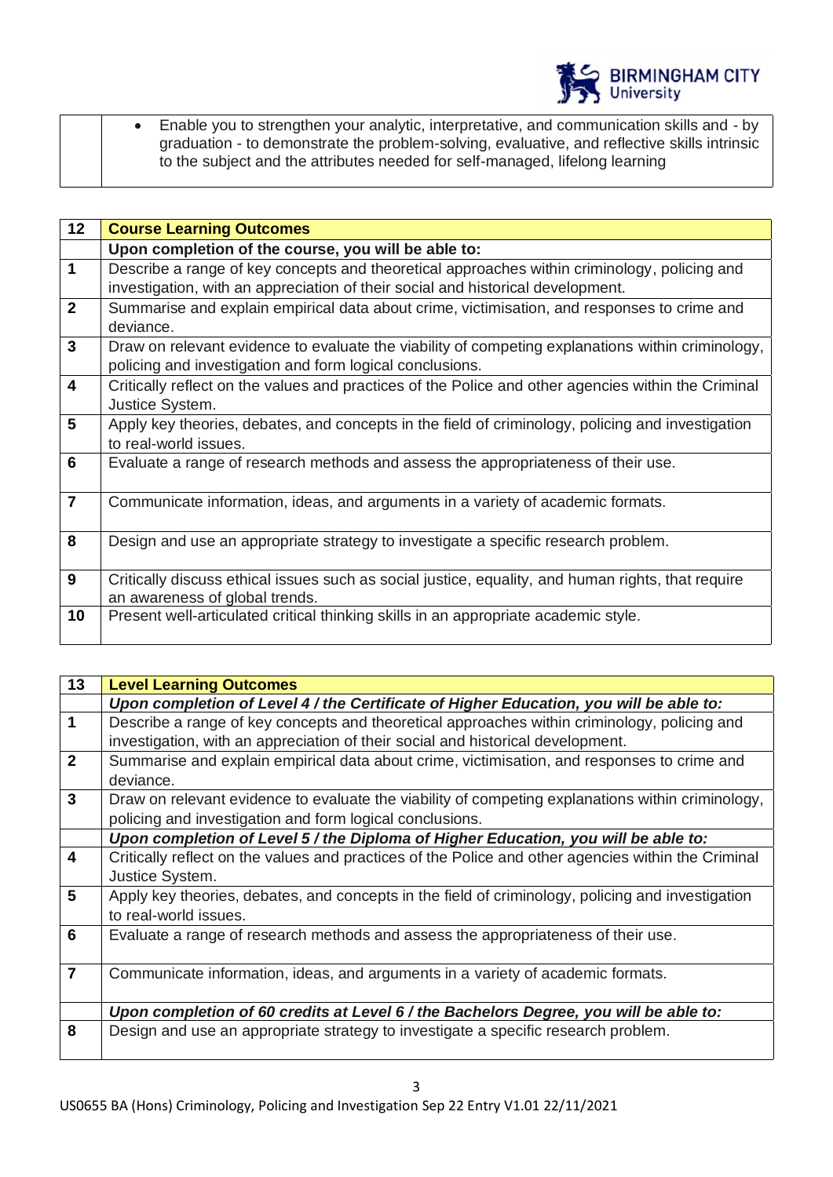|  |  |
|---|---|
|  | • Enable you to strengthen your analytic, interpretative, and communication skills and - by graduation - to demonstrate the problem-solving, evaluative, and reflective skills intrinsic to the subject and the attributes needed for self-managed, lifelong learning |

| 12 | Course Learning Outcomes |
|---|---|
|  | **Upon completion of the course, you will be able to:** |
| 1 | Describe a range of key concepts and theoretical approaches within criminology, policing and investigation, with an appreciation of their social and historical development. |
| 2 | Summarise and explain empirical data about crime, victimisation, and responses to crime and deviance. |
| 3 | Draw on relevant evidence to evaluate the viability of competing explanations within criminology, policing and investigation and form logical conclusions. |
| 4 | Critically reflect on the values and practices of the Police and other agencies within the Criminal Justice System. |
| 5 | Apply key theories, debates, and concepts in the field of criminology, policing and investigation to real-world issues. |
| 6 | Evaluate a range of research methods and assess the appropriateness of their use. |
| 7 | Communicate information, ideas, and arguments in a variety of academic formats. |
| 8 | Design and use an appropriate strategy to investigate a specific research problem. |
| 9 | Critically discuss ethical issues such as social justice, equality, and human rights, that require an awareness of global trends. |
| 10 | Present well-articulated critical thinking skills in an appropriate academic style. |

| 13 | Level Learning Outcomes |
|---|---|
|  | ***Upon completion of Level 4 / the Certificate of Higher Education, you will be able to:*** |
| 1 | Describe a range of key concepts and theoretical approaches within criminology, policing and investigation, with an appreciation of their social and historical development. |
| 2 | Summarise and explain empirical data about crime, victimisation, and responses to crime and deviance. |
| 3 | Draw on relevant evidence to evaluate the viability of competing explanations within criminology, policing and investigation and form logical conclusions. |
|  | ***Upon completion of Level 5 / the Diploma of Higher Education, you will be able to:*** |
| 4 | Critically reflect on the values and practices of the Police and other agencies within the Criminal Justice System. |
| 5 | Apply key theories, debates, and concepts in the field of criminology, policing and investigation to real-world issues. |
| 6 | Evaluate a range of research methods and assess the appropriateness of their use. |
| 7 | Communicate information, ideas, and arguments in a variety of academic formats. |
|  | ***Upon completion of 60 credits at Level 6 / the Bachelors Degree, you will be able to:*** |
| 8 | Design and use an appropriate strategy to investigate a specific research problem. |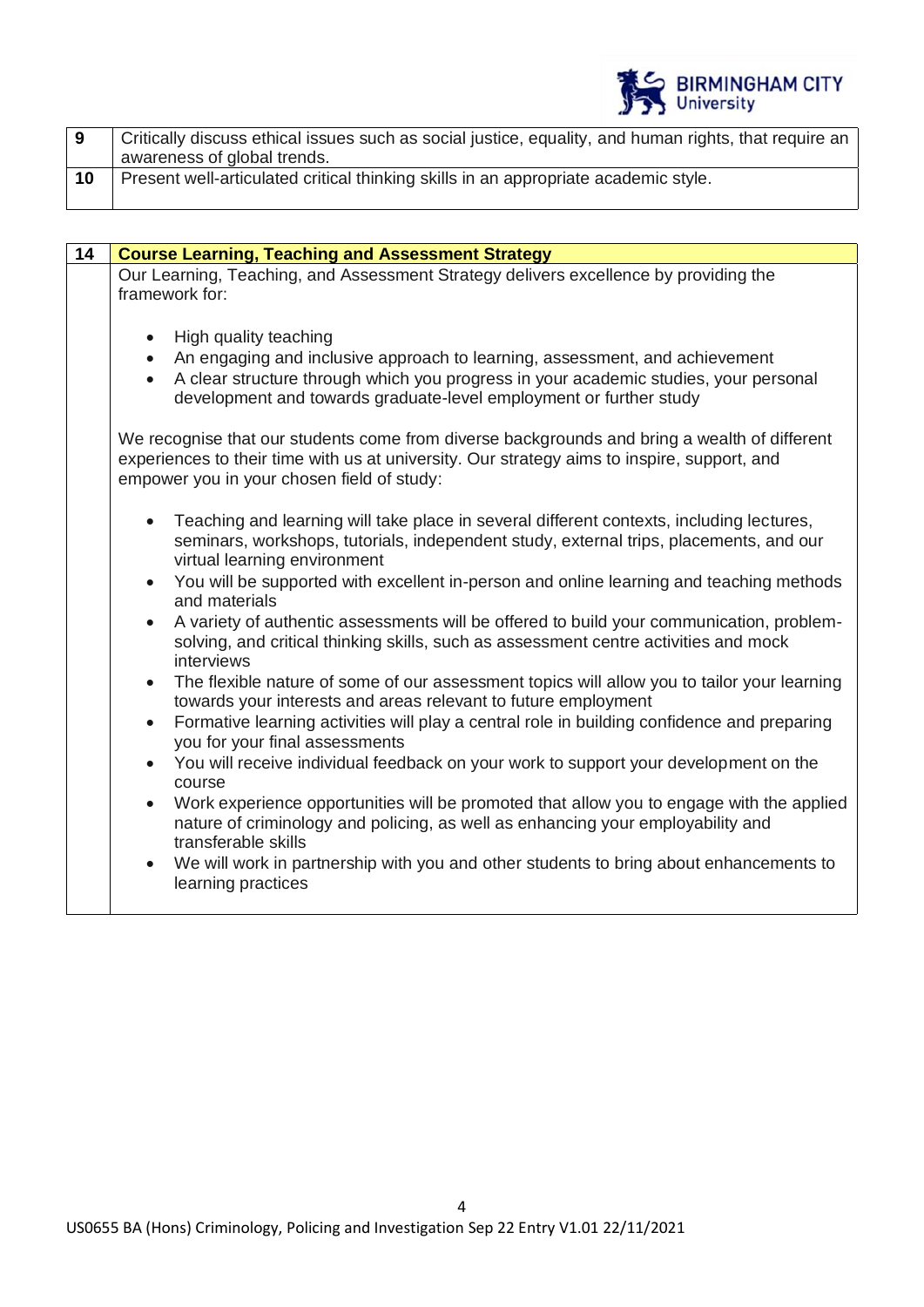| 9 | Critically discuss ethical issues such as social justice, equality, and human rights, that require an awareness of global trends. |
|---|---|
| 10 | Present well-articulated critical thinking skills in an appropriate academic style. |

| 14 | **Course Learning, Teaching and Assessment Strategy** |
|---|---|
| | Our Learning, Teaching, and Assessment Strategy delivers excellence by providing the framework for:<br><br>• High quality teaching<br>• An engaging and inclusive approach to learning, assessment, and achievement<br>• A clear structure through which you progress in your academic studies, your personal development and towards graduate-level employment or further study<br><br>We recognise that our students come from diverse backgrounds and bring a wealth of different experiences to their time with us at university. Our strategy aims to inspire, support, and empower you in your chosen field of study:<br><br>• Teaching and learning will take place in several different contexts, including lectures, seminars, workshops, tutorials, independent study, external trips, placements, and our virtual learning environment<br>• You will be supported with excellent in-person and online learning and teaching methods and materials<br>• A variety of authentic assessments will be offered to build your communication, problem-solving, and critical thinking skills, such as assessment centre activities and mock interviews<br>• The flexible nature of some of our assessment topics will allow you to tailor your learning towards your interests and areas relevant to future employment<br>• Formative learning activities will play a central role in building confidence and preparing you for your final assessments<br>• You will receive individual feedback on your work to support your development on the course<br>• Work experience opportunities will be promoted that allow you to engage with the applied nature of criminology and policing, as well as enhancing your employability and transferable skills<br>• We will work in partnership with you and other students to bring about enhancements to learning practices |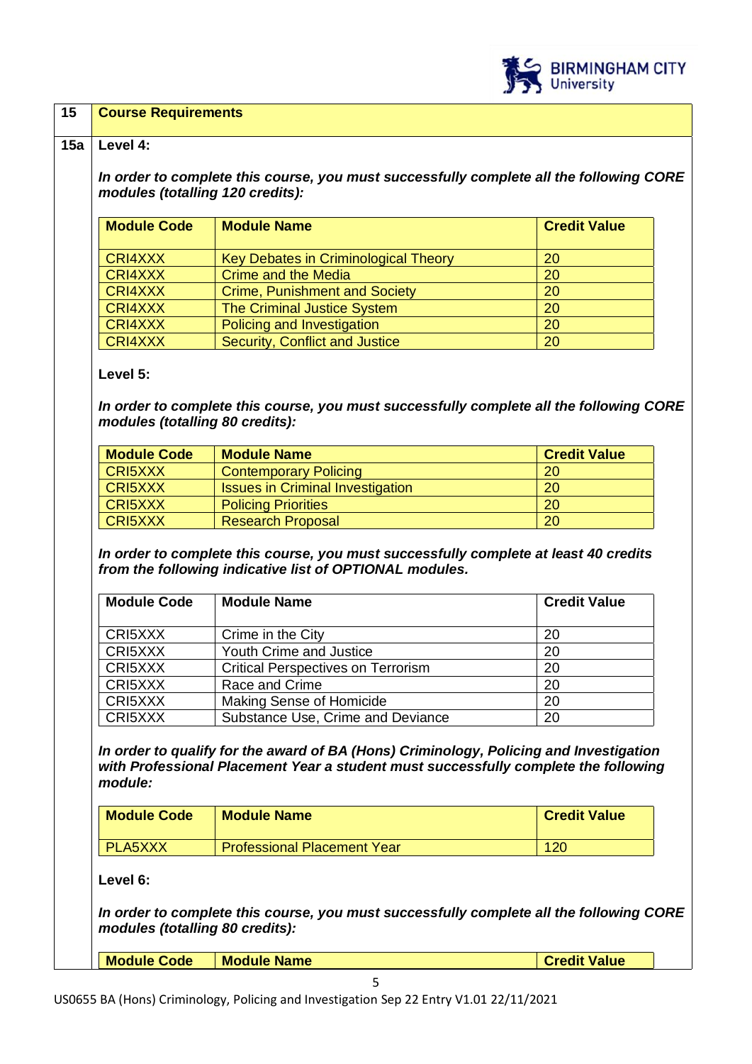| 15 | **Course Requirements** |
|---|---|

**15a Level 4:**

***In order to complete this course, you must successfully complete all the following CORE modules (totalling 120 credits):***

| Module Code | Module Name | Credit Value |
|---|---|---|
| CRI4XXX | Key Debates in Criminological Theory | 20 |
| CRI4XXX | Crime and the Media | 20 |
| CRI4XXX | Crime, Punishment and Society | 20 |
| CRI4XXX | The Criminal Justice System | 20 |
| CRI4XXX | Policing and Investigation | 20 |
| CRI4XXX | Security, Conflict and Justice | 20 |

**Level 5:**

***In order to complete this course, you must successfully complete all the following CORE modules (totalling 80 credits):***

| Module Code | Module Name | Credit Value |
|---|---|---|
| CRI5XXX | Contemporary Policing | 20 |
| CRI5XXX | Issues in Criminal Investigation | 20 |
| CRI5XXX | Policing Priorities | 20 |
| CRI5XXX | Research Proposal | 20 |

***In order to complete this course, you must successfully complete at least 40 credits from the following indicative list of OPTIONAL modules.***

| Module Code | Module Name | Credit Value |
|---|---|---|
| CRI5XXX | Crime in the City | 20 |
| CRI5XXX | Youth Crime and Justice | 20 |
| CRI5XXX | Critical Perspectives on Terrorism | 20 |
| CRI5XXX | Race and Crime | 20 |
| CRI5XXX | Making Sense of Homicide | 20 |
| CRI5XXX | Substance Use, Crime and Deviance | 20 |

***In order to qualify for the award of BA (Hons) Criminology, Policing and Investigation with Professional Placement Year a student must successfully complete the following module:***

| Module Code | Module Name | Credit Value |
|---|---|---|
| PLA5XXX | Professional Placement Year | 120 |

**Level 6:**

***In order to complete this course, you must successfully complete all the following CORE modules (totalling 80 credits):***

| Module Code | Module Name | Credit Value |
|---|---|---|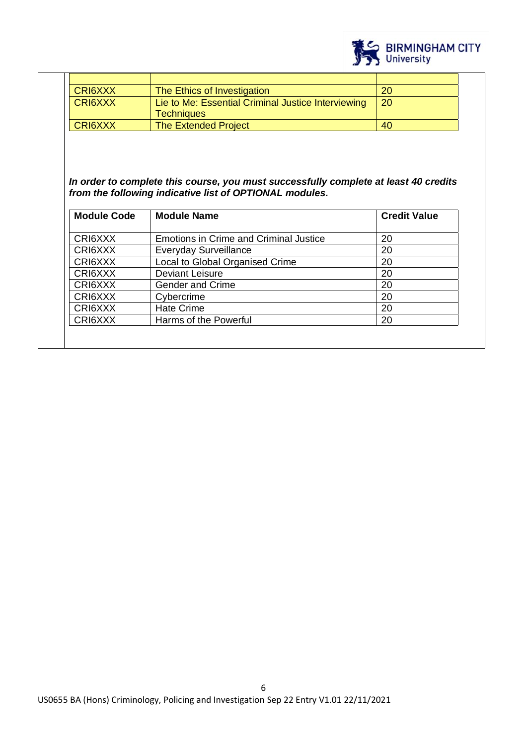| | | |
|---|---|---|
| CRI6XXX | The Ethics of Investigation | 20 |
| CRI6XXX | Lie to Me: Essential Criminal Justice Interviewing Techniques | 20 |
| CRI6XXX | The Extended Project | 40 |

***In order to complete this course, you must successfully complete at least 40 credits from the following indicative list of OPTIONAL modules.***

| Module Code | Module Name | Credit Value |
|---|---|---|
| CRI6XXX | Emotions in Crime and Criminal Justice | 20 |
| CRI6XXX | Everyday Surveillance | 20 |
| CRI6XXX | Local to Global Organised Crime | 20 |
| CRI6XXX | Deviant Leisure | 20 |
| CRI6XXX | Gender and Crime | 20 |
| CRI6XXX | Cybercrime | 20 |
| CRI6XXX | Hate Crime | 20 |
| CRI6XXX | Harms of the Powerful | 20 |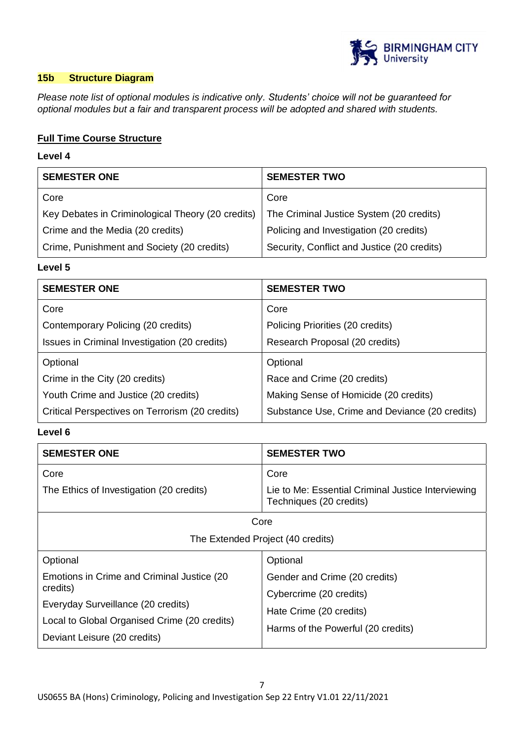## 15b Structure Diagram

*Please note list of optional modules is indicative only. Students' choice will not be guaranteed for optional modules but a fair and transparent process will be adopted and shared with students.*

**Full Time Course Structure**

**Level 4**

| SEMESTER ONE | SEMESTER TWO |
|---|---|
| Core<br>Key Debates in Criminological Theory (20 credits)<br>Crime and the Media (20 credits)<br>Crime, Punishment and Society (20 credits) | Core<br>The Criminal Justice System (20 credits)<br>Policing and Investigation (20 credits)<br>Security, Conflict and Justice (20 credits) |

**Level 5**

| SEMESTER ONE | SEMESTER TWO |
|---|---|
| Core<br>Contemporary Policing (20 credits)<br>Issues in Criminal Investigation (20 credits) | Core<br>Policing Priorities (20 credits)<br>Research Proposal (20 credits) |
| Optional<br>Crime in the City (20 credits)<br>Youth Crime and Justice (20 credits)<br>Critical Perspectives on Terrorism (20 credits) | Optional<br>Race and Crime (20 credits)<br>Making Sense of Homicide (20 credits)<br>Substance Use, Crime and Deviance (20 credits) |

**Level 6**

| SEMESTER ONE | SEMESTER TWO |
|---|---|
| Core<br>The Ethics of Investigation (20 credits) | Core<br>Lie to Me: Essential Criminal Justice Interviewing Techniques (20 credits) |
| Core<br>The Extended Project (40 credits) | |
| Optional<br>Emotions in Crime and Criminal Justice (20 credits)<br>Everyday Surveillance (20 credits)<br>Local to Global Organised Crime (20 credits)<br>Deviant Leisure (20 credits) | Optional<br>Gender and Crime (20 credits)<br>Cybercrime (20 credits)<br>Hate Crime (20 credits)<br>Harms of the Powerful (20 credits) |

US0655 BA (Hons) Criminology, Policing and Investigation Sep 22 Entry V1.01 22/11/2021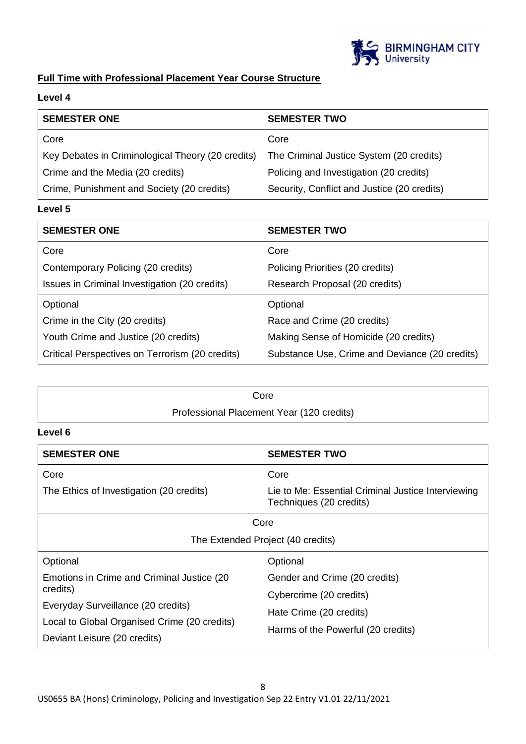## Full Time with Professional Placement Year Course Structure

### Level 4

| SEMESTER ONE | SEMESTER TWO |
|---|---|
| Core | Core |
| Key Debates in Criminological Theory (20 credits) | The Criminal Justice System (20 credits) |
| Crime and the Media (20 credits) | Policing and Investigation (20 credits) |
| Crime, Punishment and Society (20 credits) | Security, Conflict and Justice (20 credits) |

### Level 5

| SEMESTER ONE | SEMESTER TWO |
|---|---|
| Core | Core |
| Contemporary Policing (20 credits) | Policing Priorities (20 credits) |
| Issues in Criminal Investigation (20 credits) | Research Proposal (20 credits) |
| Optional | Optional |
| Crime in the City (20 credits) | Race and Crime (20 credits) |
| Youth Crime and Justice (20 credits) | Making Sense of Homicide (20 credits) |
| Critical Perspectives on Terrorism (20 credits) | Substance Use, Crime and Deviance (20 credits) |

| Core |
|---|
| Professional Placement Year (120 credits) |

### Level 6

| SEMESTER ONE | SEMESTER TWO |
|---|---|
| Core | Core |
| The Ethics of Investigation (20 credits) | Lie to Me: Essential Criminal Justice Interviewing Techniques (20 credits) |
| Core | |
| The Extended Project (40 credits) | |
| Optional | Optional |
| Emotions in Crime and Criminal Justice (20 credits) | Gender and Crime (20 credits) |
| Everyday Surveillance (20 credits) | Cybercrime (20 credits) |
| Local to Global Organised Crime (20 credits) | Hate Crime (20 credits) |
| Deviant Leisure (20 credits) | Harms of the Powerful (20 credits) |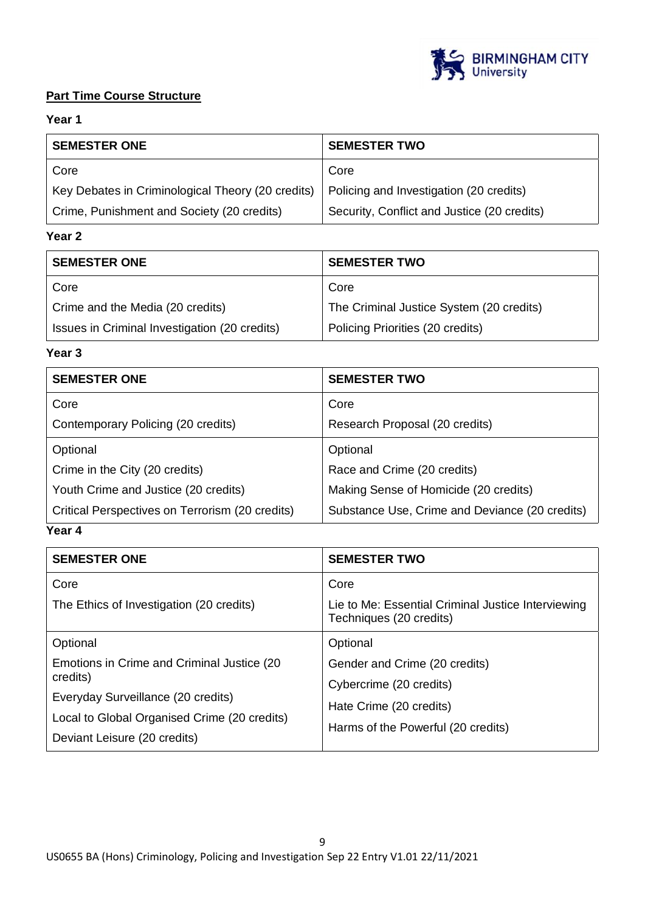**Part Time Course Structure**

**Year 1**

| SEMESTER ONE | SEMESTER TWO |
|---|---|
| Core | Core |
| Key Debates in Criminological Theory (20 credits) | Policing and Investigation (20 credits) |
| Crime, Punishment and Society (20 credits) | Security, Conflict and Justice (20 credits) |

**Year 2**

| SEMESTER ONE | SEMESTER TWO |
|---|---|
| Core | Core |
| Crime and the Media (20 credits) | The Criminal Justice System (20 credits) |
| Issues in Criminal Investigation (20 credits) | Policing Priorities (20 credits) |

**Year 3**

| SEMESTER ONE | SEMESTER TWO |
|---|---|
| Core | Core |
| Contemporary Policing (20 credits) | Research Proposal (20 credits) |
| Optional | Optional |
| Crime in the City (20 credits) | Race and Crime (20 credits) |
| Youth Crime and Justice (20 credits) | Making Sense of Homicide (20 credits) |
| Critical Perspectives on Terrorism (20 credits) | Substance Use, Crime and Deviance (20 credits) |

**Year 4**

| SEMESTER ONE | SEMESTER TWO |
|---|---|
| Core | Core |
| The Ethics of Investigation (20 credits) | Lie to Me: Essential Criminal Justice Interviewing Techniques (20 credits) |
| Optional | Optional |
| Emotions in Crime and Criminal Justice (20 credits) | Gender and Crime (20 credits) |
| Everyday Surveillance (20 credits) | Cybercrime (20 credits) |
| Local to Global Organised Crime (20 credits) | Hate Crime (20 credits) |
| Deviant Leisure (20 credits) | Harms of the Powerful (20 credits) |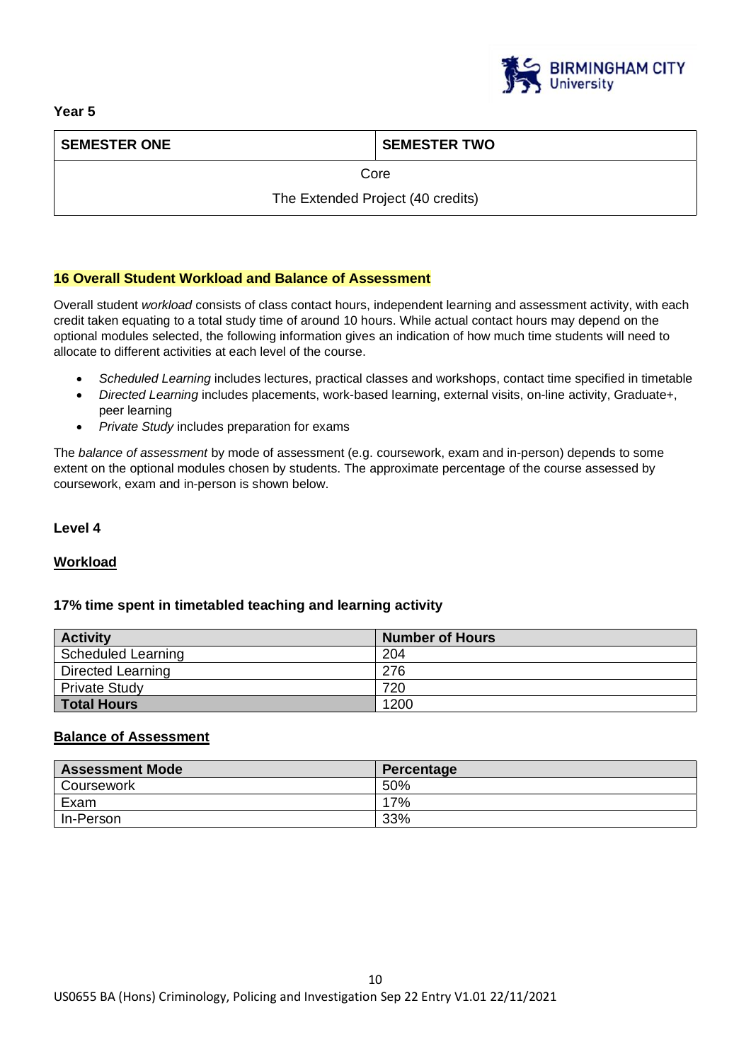**Year 5**

| SEMESTER ONE | SEMESTER TWO |
|---|---|
| Core<br>The Extended Project (40 credits) | |

## 16 Overall Student Workload and Balance of Assessment

Overall student *workload* consists of class contact hours, independent learning and assessment activity, with each credit taken equating to a total study time of around 10 hours. While actual contact hours may depend on the optional modules selected, the following information gives an indication of how much time students will need to allocate to different activities at each level of the course.

- *Scheduled Learning* includes lectures, practical classes and workshops, contact time specified in timetable
- *Directed Learning* includes placements, work-based learning, external visits, on-line activity, Graduate+, peer learning
- *Private Study* includes preparation for exams

The *balance of assessment* by mode of assessment (e.g. coursework, exam and in-person) depends to some extent on the optional modules chosen by students. The approximate percentage of the course assessed by coursework, exam and in-person is shown below.

### Level 4

#### Workload

**17% time spent in timetabled teaching and learning activity**

| Activity | Number of Hours |
|---|---|
| Scheduled Learning | 204 |
| Directed Learning | 276 |
| Private Study | 720 |
| **Total Hours** | 1200 |

#### Balance of Assessment

| Assessment Mode | Percentage |
|---|---|
| Coursework | 50% |
| Exam | 17% |
| In-Person | 33% |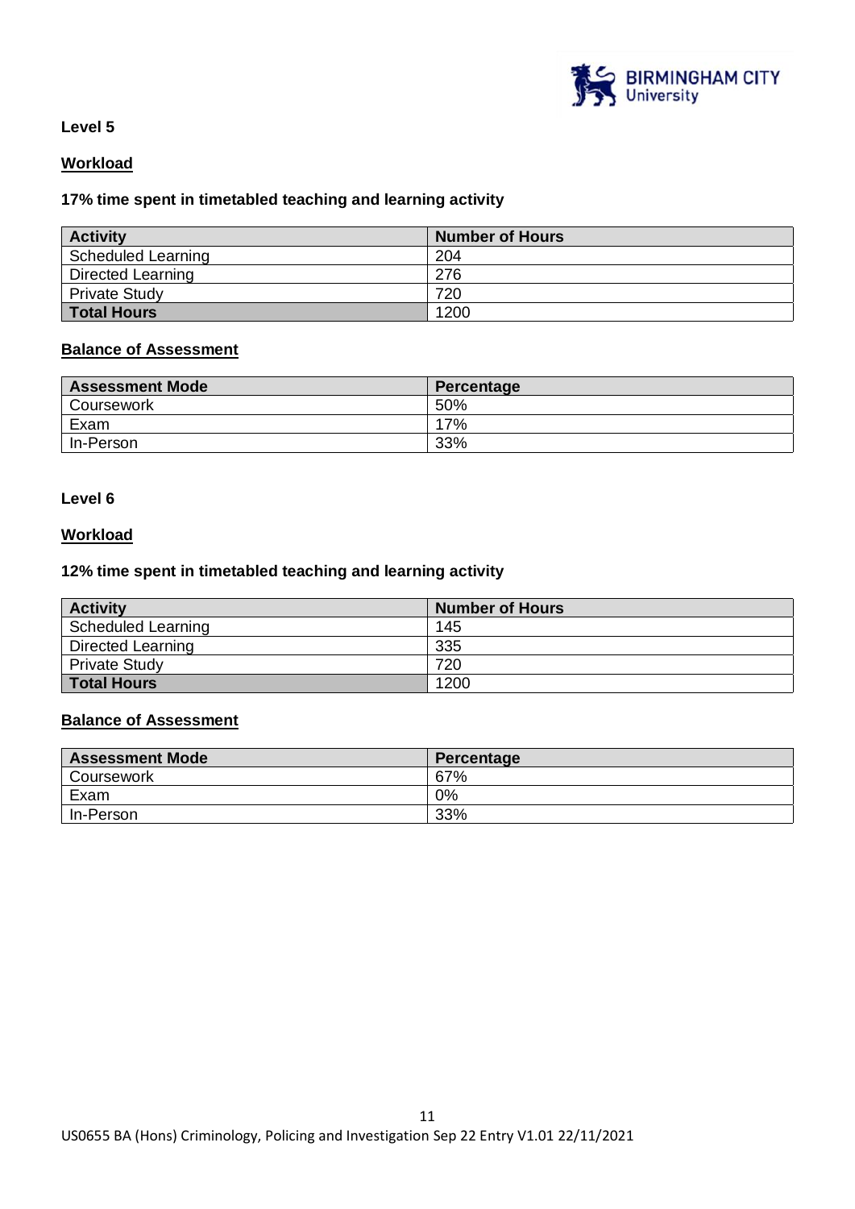**Level 5**

**Workload**

**17% time spent in timetabled teaching and learning activity**

| Activity | Number of Hours |
|---|---|
| Scheduled Learning | 204 |
| Directed Learning | 276 |
| Private Study | 720 |
| **Total Hours** | 1200 |

**Balance of Assessment**

| Assessment Mode | Percentage |
|---|---|
| Coursework | 50% |
| Exam | 17% |
| In-Person | 33% |

**Level 6**

**Workload**

**12% time spent in timetabled teaching and learning activity**

| Activity | Number of Hours |
|---|---|
| Scheduled Learning | 145 |
| Directed Learning | 335 |
| Private Study | 720 |
| **Total Hours** | 1200 |

**Balance of Assessment**

| Assessment Mode | Percentage |
|---|---|
| Coursework | 67% |
| Exam | 0% |
| In-Person | 33% |